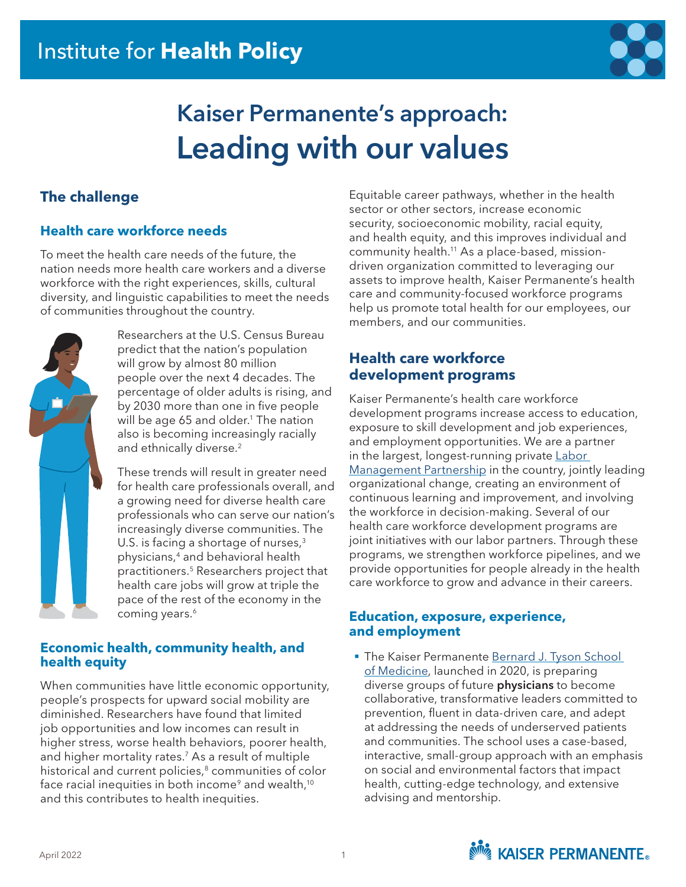# Institute for **Health Policy**

# Kaiser Permanente's approach: Leading with our values

## The challenge

### Health care workforce needs

To meet the health care needs of the future, the nation needs more health care workers and a diverse workforce with the right experiences, skills, cultural diversity, and linguistic capabilities to meet the needs of communities throughout the country.

Researchers at the U.S. Census Bureau predict that the nation's population will grow by almost 80 million people over the next 4 decades. The percentage of older adults is rising, and by 2030 more than one in five people will be age 65 and older.[1] The nation also is becoming increasingly racially and ethnically diverse.[2]

These trends will result in greater need for health care professionals overall, and a growing need for diverse health care professionals who can serve our nation's increasingly diverse communities. The U.S. is facing a shortage of nurses,[3] physicians,[4] and behavioral health practitioners.[5] Researchers project that health care jobs will grow at triple the pace of the rest of the economy in the coming years.[6]

### Economic health, community health, and health equity

When communities have little economic opportunity, people's prospects for upward social mobility are diminished. Researchers have found that limited job opportunities and low incomes can result in higher stress, worse health behaviors, poorer health, and higher mortality rates.[7] As a result of multiple historical and current policies,[8] communities of color face racial inequities in both income[9] and wealth,[10] and this contributes to health inequities.

Equitable career pathways, whether in the health sector or other sectors, increase economic security, socioeconomic mobility, racial equity, and health equity, and this improves individual and community health.[11] As a place-based, mission-driven organization committed to leveraging our assets to improve health, Kaiser Permanente's health care and community-focused workforce programs help us promote total health for our employees, our members, and our communities.

## Health care workforce development programs

Kaiser Permanente's health care workforce development programs increase access to education, exposure to skill development and job experiences, and employment opportunities. We are a partner in the largest, longest-running private Labor Management Partnership in the country, jointly leading organizational change, creating an environment of continuous learning and improvement, and involving the workforce in decision-making. Several of our health care workforce development programs are joint initiatives with our labor partners. Through these programs, we strengthen workforce pipelines, and we provide opportunities for people already in the health care workforce to grow and advance in their careers.

### Education, exposure, experience, and employment

- The Kaiser Permanente Bernard J. Tyson School of Medicine, launched in 2020, is preparing diverse groups of future **physicians** to become collaborative, transformative leaders committed to prevention, fluent in data-driven care, and adept at addressing the needs of underserved patients and communities. The school uses a case-based, interactive, small-group approach with an emphasis on social and environmental factors that impact health, cutting-edge technology, and extensive advising and mentorship.

April 2022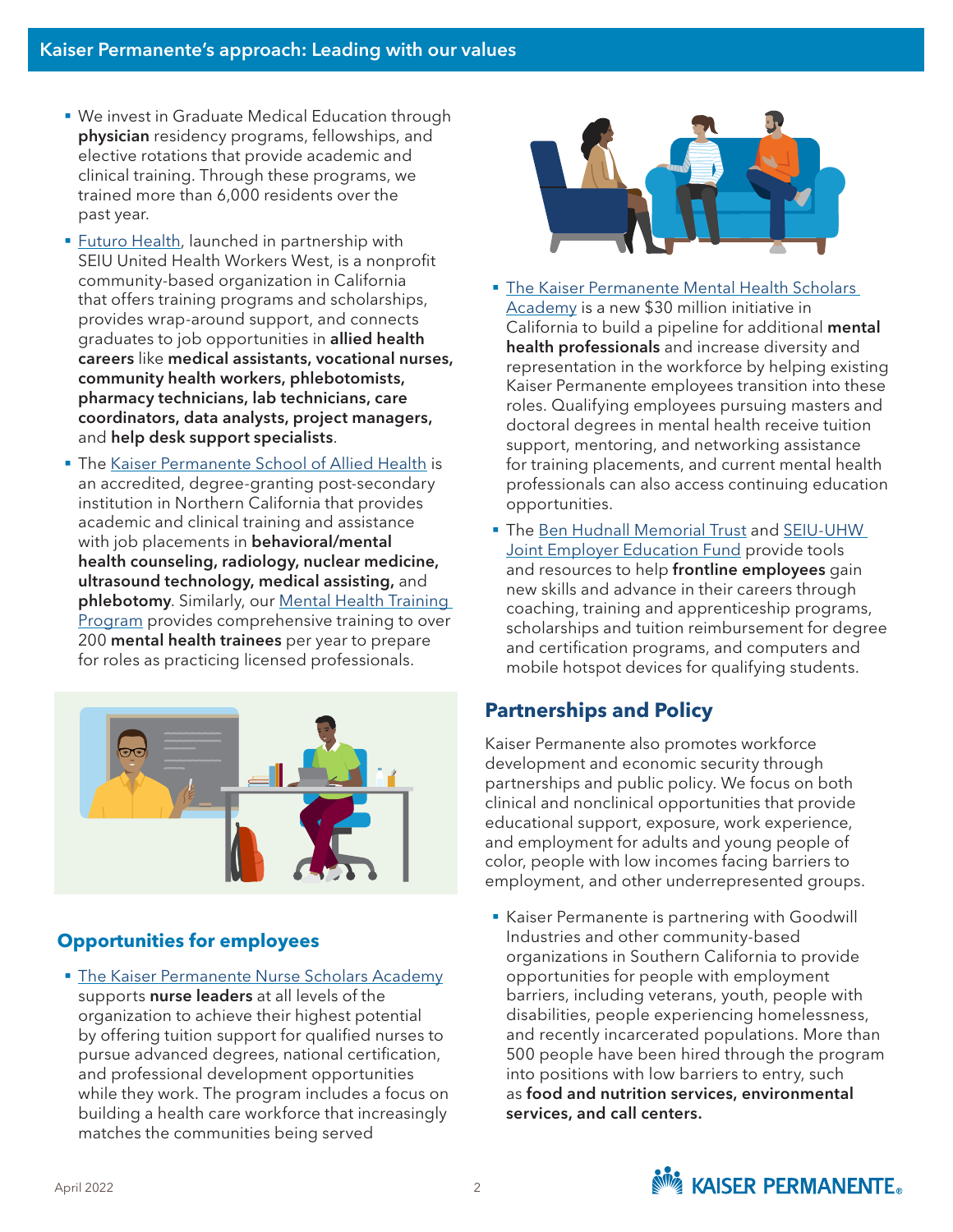## Kaiser Permanente's approach: Leading with our values

- We invest in Graduate Medical Education through **physician** residency programs, fellowships, and elective rotations that provide academic and clinical training. Through these programs, we trained more than 6,000 residents over the past year.
- Futuro Health, launched in partnership with SEIU United Health Workers West, is a nonprofit community-based organization in California that offers training programs and scholarships, provides wrap-around support, and connects graduates to job opportunities in **allied health careers** like **medical assistants, vocational nurses, community health workers, phlebotomists, pharmacy technicians, lab technicians, care coordinators, data analysts, project managers,** and **help desk support specialists**.
- The Kaiser Permanente School of Allied Health is an accredited, degree-granting post-secondary institution in Northern California that provides academic and clinical training and assistance with job placements in **behavioral/mental health counseling, radiology, nuclear medicine, ultrasound technology, medical assisting,** and **phlebotomy**. Similarly, our Mental Health Training Program provides comprehensive training to over 200 **mental health trainees** per year to prepare for roles as practicing licensed professionals.

### Opportunities for employees

- The Kaiser Permanente Nurse Scholars Academy supports **nurse leaders** at all levels of the organization to achieve their highest potential by offering tuition support for qualified nurses to pursue advanced degrees, national certification, and professional development opportunities while they work. The program includes a focus on building a health care workforce that increasingly matches the communities being served
- The Kaiser Permanente Mental Health Scholars Academy is a new $30 million initiative in California to build a pipeline for additional **mental health professionals** and increase diversity and representation in the workforce by helping existing Kaiser Permanente employees transition into these roles. Qualifying employees pursuing masters and doctoral degrees in mental health receive tuition support, mentoring, and networking assistance for training placements, and current mental health professionals can also access continuing education opportunities.
- The Ben Hudnall Memorial Trust and SEIU-UHW Joint Employer Education Fund provide tools and resources to help **frontline employees** gain new skills and advance in their careers through coaching, training and apprenticeship programs, scholarships and tuition reimbursement for degree and certification programs, and computers and mobile hotspot devices for qualifying students.

### Partnerships and Policy

Kaiser Permanente also promotes workforce development and economic security through partnerships and public policy. We focus on both clinical and nonclinical opportunities that provide educational support, exposure, work experience, and employment for adults and young people of color, people with low incomes facing barriers to employment, and other underrepresented groups.

- Kaiser Permanente is partnering with Goodwill Industries and other community-based organizations in Southern California to provide opportunities for people with employment barriers, including veterans, youth, people with disabilities, people experiencing homelessness, and recently incarcerated populations. More than 500 people have been hired through the program into positions with low barriers to entry, such as **food and nutrition services, environmental services, and call centers.**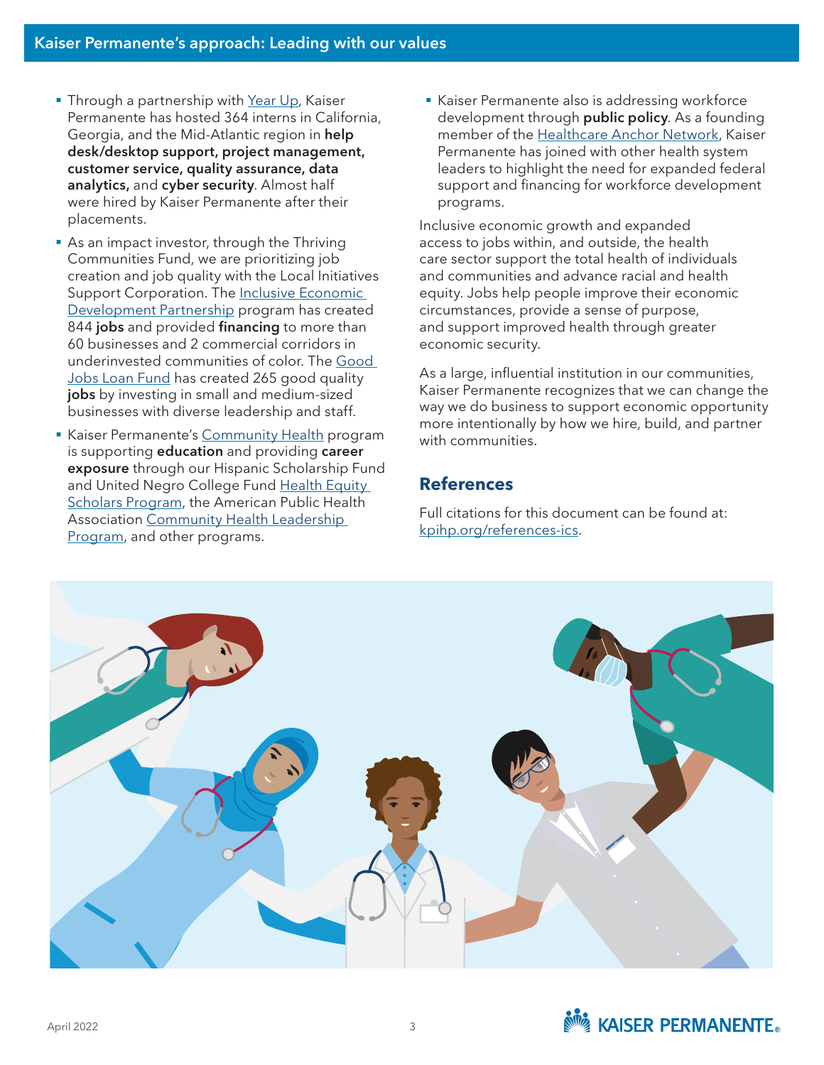## Kaiser Permanente's approach: Leading with our values

- Through a partnership with Year Up, Kaiser Permanente has hosted 364 interns in California, Georgia, and the Mid-Atlantic region in **help desk/desktop support, project management, customer service, quality assurance, data analytics,** and **cyber security**. Almost half were hired by Kaiser Permanente after their placements.
- As an impact investor, through the Thriving Communities Fund, we are prioritizing job creation and job quality with the Local Initiatives Support Corporation. The Inclusive Economic Development Partnership program has created 844 **jobs** and provided **financing** to more than 60 businesses and 2 commercial corridors in underinvested communities of color. The Good Jobs Loan Fund has created 265 good quality **jobs** by investing in small and medium-sized businesses with diverse leadership and staff.
- Kaiser Permanente's Community Health program is supporting **education** and providing **career exposure** through our Hispanic Scholarship Fund and United Negro College Fund Health Equity Scholars Program, the American Public Health Association Community Health Leadership Program, and other programs.
- Kaiser Permanente also is addressing workforce development through **public policy**. As a founding member of the Healthcare Anchor Network, Kaiser Permanente has joined with other health system leaders to highlight the need for expanded federal support and financing for workforce development programs.

Inclusive economic growth and expanded access to jobs within, and outside, the health care sector support the total health of individuals and communities and advance racial and health equity. Jobs help people improve their economic circumstances, provide a sense of purpose, and support improved health through greater economic security.

As a large, influential institution in our communities, Kaiser Permanente recognizes that we can change the way we do business to support economic opportunity more intentionally by how we hire, build, and partner with communities.

## References

Full citations for this document can be found at: kpihp.org/references-ics.